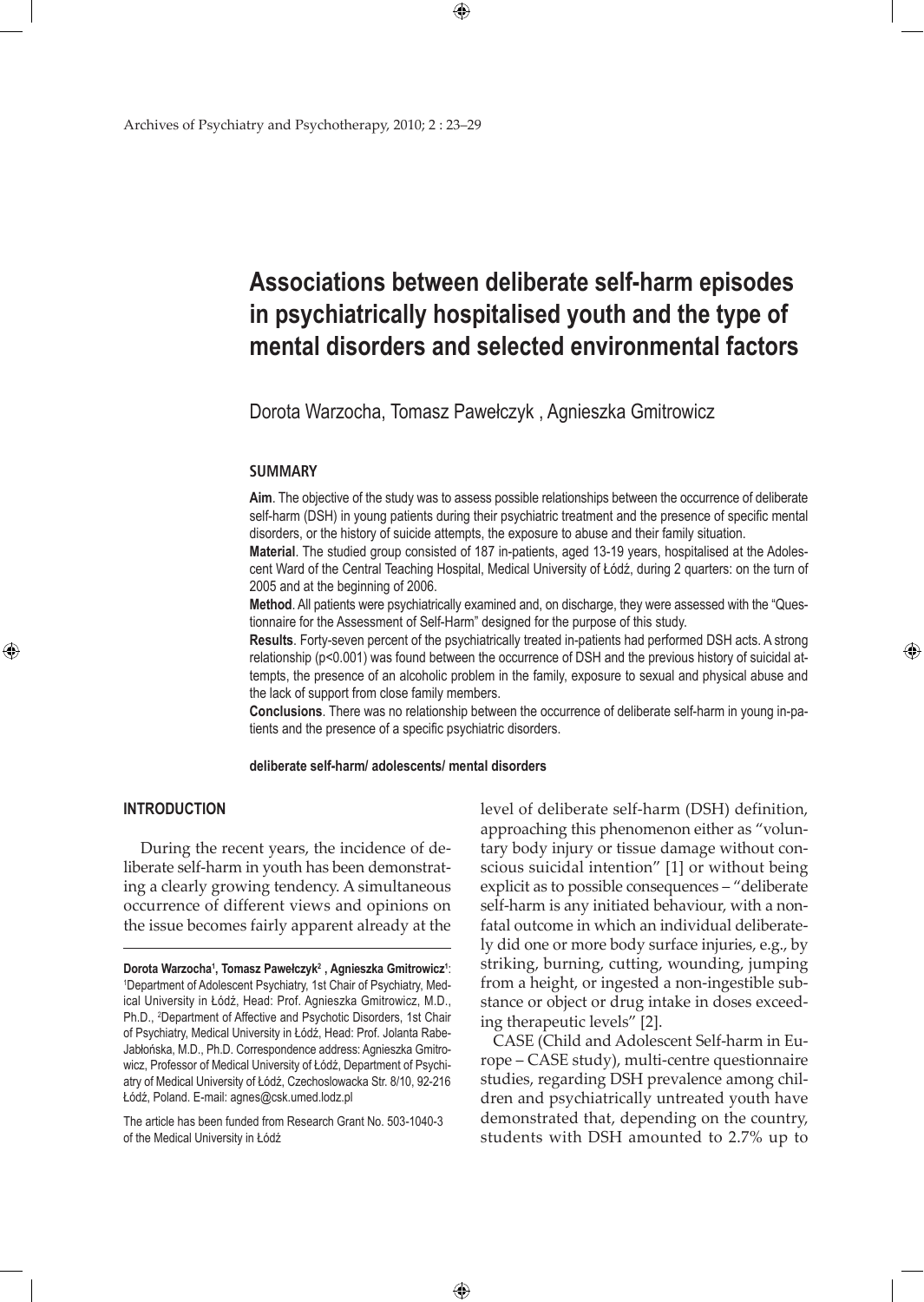# Associations between deliberate self-harm episodes in psychiatrically hospitalised youth and the type of mental disorders and selected environmental factors

Dorota Warzocha, Tomasz Pawełczyk , Agnieszka Gmitrowicz

## SUMMARY

**Aim**. The objective of the study was to assess possible relationships between the occurrence of deliberate self-harm (DSH) in young patients during their psychiatric treatment and the presence of specific mental disorders, or the history of suicide attempts, the exposure to abuse and their family situation.

**Material**. The studied group consisted of 187 in-patients, aged 13-19 years, hospitalised at the Adolescent Ward of the Central Teaching Hospital, Medical University of Łódź, during 2 quarters: on the turn of 2005 and at the beginning of 2006.

**Method**. All patients were psychiatrically examined and, on discharge, they were assessed with the "Questionnaire for the Assessment of Self-Harm" designed for the purpose of this study.

**Results**. Forty-seven percent of the psychiatrically treated in-patients had performed DSH acts. A strong relationship ($p<0.001$) was found between the occurrence of DSH and the previous history of suicidal attempts, the presence of an alcoholic problem in the family, exposure to sexual and physical abuse and the lack of support from close family members.

**Conclusions**. There was no relationship between the occurrence of deliberate self-harm in young in-patients and the presence of a specific psychiatric disorders.

**deliberate self-harm/ adolescents/ mental disorders**

## INTRODUCTION

During the recent years, the incidence of deliberate self-harm in youth has been demonstrating a clearly growing tendency. A simultaneous occurrence of different views and opinions on the issue becomes fairly apparent already at the level of deliberate self-harm (DSH) definition, approaching this phenomenon either as "voluntary body injury or tissue damage without conscious suicidal intention" [1] or without being explicit as to possible consequences – "deliberate self-harm is any initiated behaviour, with a non-fatal outcome in which an individual deliberately did one or more body surface injuries, e.g., by striking, burning, cutting, wounding, jumping from a height, or ingested a non-ingestible substance or object or drug intake in doses exceeding therapeutic levels" [2].

CASE (Child and Adolescent Self-harm in Europe – CASE study), multi-centre questionnaire studies, regarding DSH prevalence among children and psychiatrically untreated youth have demonstrated that, depending on the country, students with DSH amounted to 2.7% up to

---

**Dorota Warzocha[1], Tomasz Pawełczyk[2] , Agnieszka Gmitrowicz[1]**: [1]Department of Adolescent Psychiatry, 1st Chair of Psychiatry, Medical University in Łódź, Head: Prof. Agnieszka Gmitrowicz, M.D., Ph.D., [2]Department of Affective and Psychotic Disorders, 1st Chair of Psychiatry, Medical University in Łódź, Head: Prof. Jolanta Rabe-Jabłońska, M.D., Ph.D. Correspondence address: Agnieszka Gmitrowicz, Professor of Medical University of Łódź, Department of Psychiatry of Medical University of Łódź, Czechoslowacka Str. 8/10, 92-216 Łódź, Poland. E-mail: agnes@csk.umed.lodz.pl

The article has been funded from Research Grant No. 503-1040-3 of the Medical University in Łódź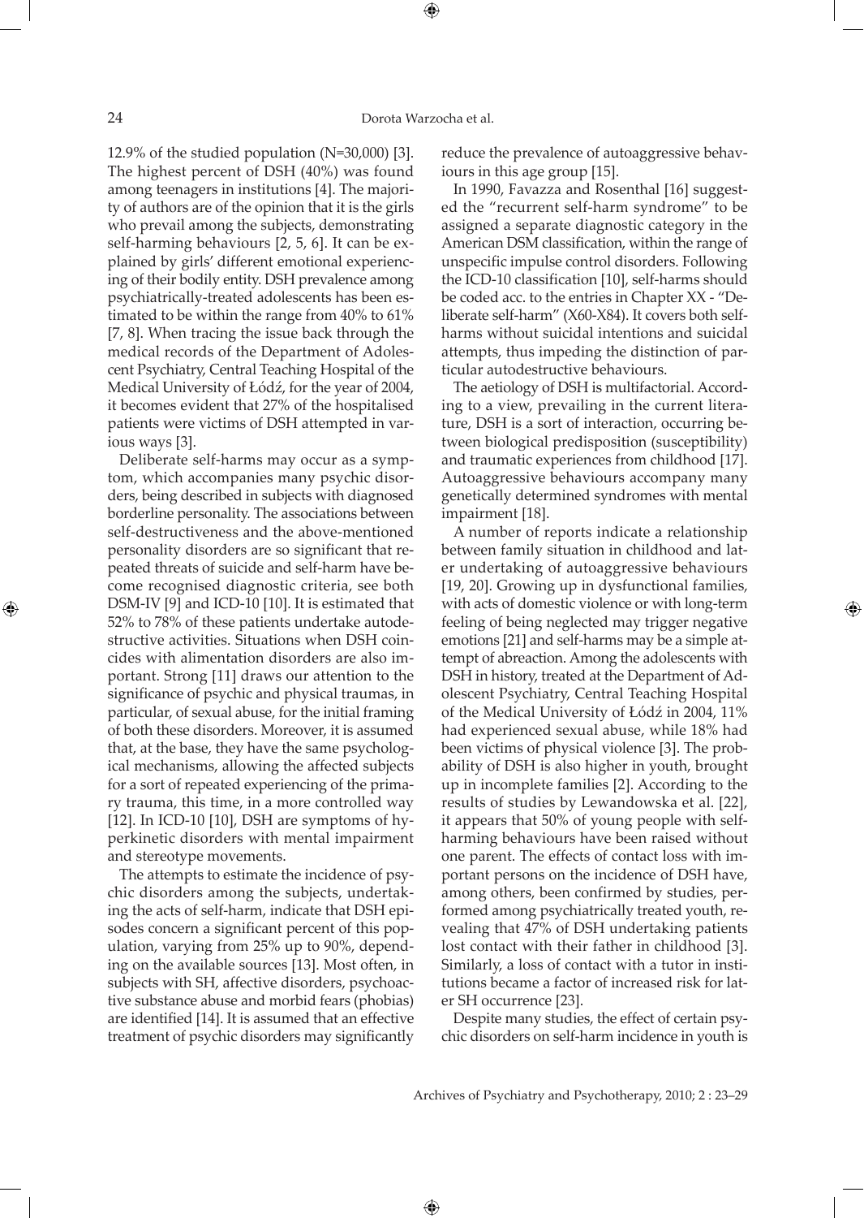12.9% of the studied population (N=30,000) [3]. The highest percent of DSH (40%) was found among teenagers in institutions [4]. The majority of authors are of the opinion that it is the girls who prevail among the subjects, demonstrating self-harming behaviours [2, 5, 6]. It can be explained by girls' different emotional experiencing of their bodily entity. DSH prevalence among psychiatrically-treated adolescents has been estimated to be within the range from 40% to 61% [7, 8]. When tracing the issue back through the medical records of the Department of Adolescent Psychiatry, Central Teaching Hospital of the Medical University of Łódź, for the year of 2004, it becomes evident that 27% of the hospitalised patients were victims of DSH attempted in various ways [3].

Deliberate self-harms may occur as a symptom, which accompanies many psychic disorders, being described in subjects with diagnosed borderline personality. The associations between self-destructiveness and the above-mentioned personality disorders are so significant that repeated threats of suicide and self-harm have become recognised diagnostic criteria, see both DSM-IV [9] and ICD-10 [10]. It is estimated that 52% to 78% of these patients undertake autodestructive activities. Situations when DSH coincides with alimentation disorders are also important. Strong [11] draws our attention to the significance of psychic and physical traumas, in particular, of sexual abuse, for the initial framing of both these disorders. Moreover, it is assumed that, at the base, they have the same psychological mechanisms, allowing the affected subjects for a sort of repeated experiencing of the primary trauma, this time, in a more controlled way [12]. In ICD-10 [10], DSH are symptoms of hyperkinetic disorders with mental impairment and stereotype movements.

The attempts to estimate the incidence of psychic disorders among the subjects, undertaking the acts of self-harm, indicate that DSH episodes concern a significant percent of this population, varying from 25% up to 90%, depending on the available sources [13]. Most often, in subjects with SH, affective disorders, psychoactive substance abuse and morbid fears (phobias) are identified [14]. It is assumed that an effective treatment of psychic disorders may significantly reduce the prevalence of autoaggressive behaviours in this age group [15].

In 1990, Favazza and Rosenthal [16] suggested the "recurrent self-harm syndrome" to be assigned a separate diagnostic category in the American DSM classification, within the range of unspecific impulse control disorders. Following the ICD-10 classification [10], self-harms should be coded acc. to the entries in Chapter XX - "Deliberate self-harm" (X60-X84). It covers both self-harms without suicidal intentions and suicidal attempts, thus impeding the distinction of particular autodestructive behaviours.

The aetiology of DSH is multifactorial. According to a view, prevailing in the current literature, DSH is a sort of interaction, occurring between biological predisposition (susceptibility) and traumatic experiences from childhood [17]. Autoaggressive behaviours accompany many genetically determined syndromes with mental impairment [18].

A number of reports indicate a relationship between family situation in childhood and later undertaking of autoaggressive behaviours [19, 20]. Growing up in dysfunctional families, with acts of domestic violence or with long-term feeling of being neglected may trigger negative emotions [21] and self-harms may be a simple attempt of abreaction. Among the adolescents with DSH in history, treated at the Department of Adolescent Psychiatry, Central Teaching Hospital of the Medical University of Łódź in 2004, 11% had experienced sexual abuse, while 18% had been victims of physical violence [3]. The probability of DSH is also higher in youth, brought up in incomplete families [2]. According to the results of studies by Lewandowska et al. [22], it appears that 50% of young people with self-harming behaviours have been raised without one parent. The effects of contact loss with important persons on the incidence of DSH have, among others, been confirmed by studies, performed among psychiatrically treated youth, revealing that 47% of DSH undertaking patients lost contact with their father in childhood [3]. Similarly, a loss of contact with a tutor in institutions became a factor of increased risk for later SH occurrence [23].

Despite many studies, the effect of certain psychic disorders on self-harm incidence in youth is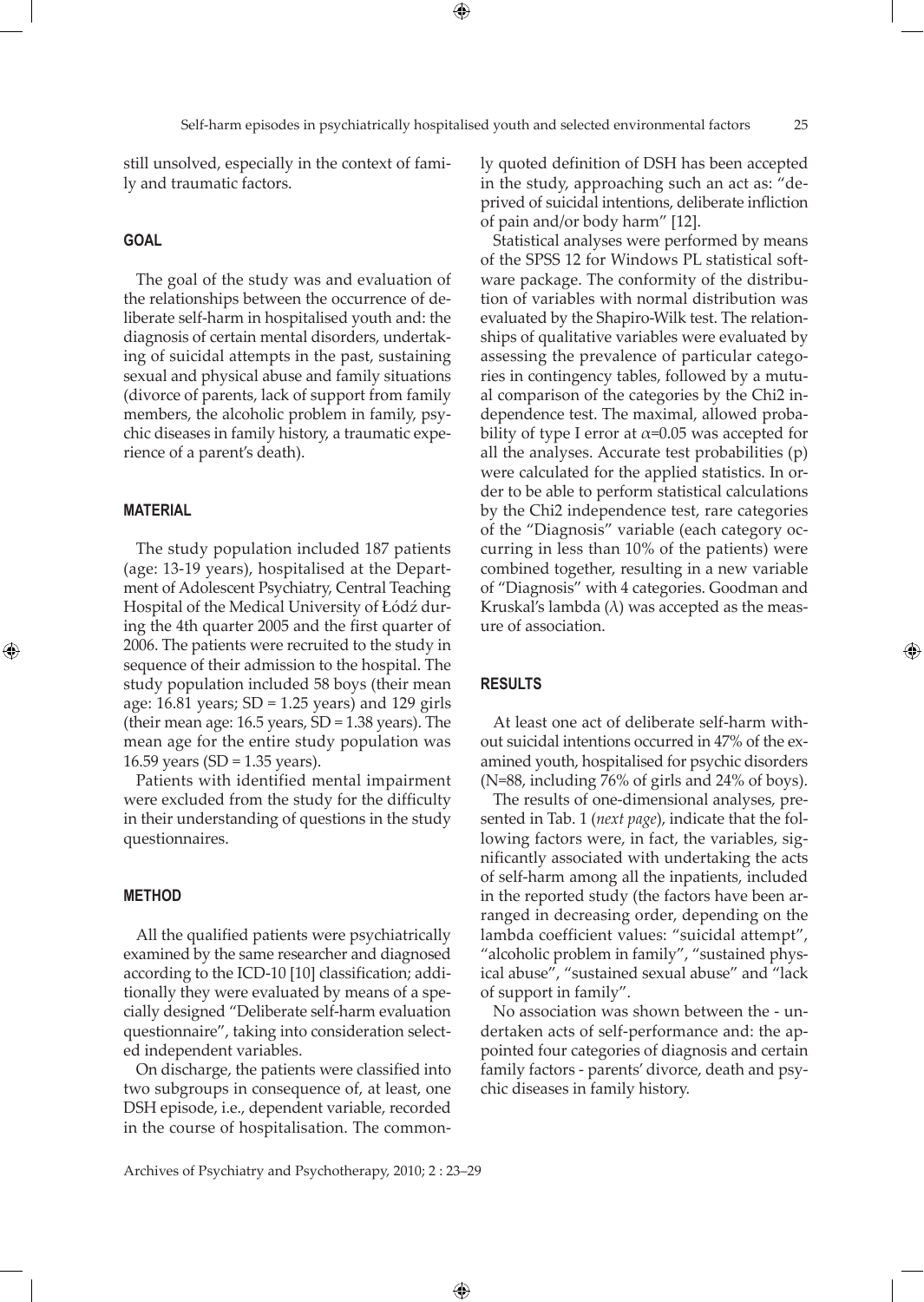still unsolved, especially in the context of family and traumatic factors.

## GOAL

The goal of the study was and evaluation of the relationships between the occurrence of deliberate self-harm in hospitalised youth and: the diagnosis of certain mental disorders, undertaking of suicidal attempts in the past, sustaining sexual and physical abuse and family situations (divorce of parents, lack of support from family members, the alcoholic problem in family, psychic diseases in family history, a traumatic experience of a parent's death).

## MATERIAL

The study population included 187 patients (age: 13-19 years), hospitalised at the Department of Adolescent Psychiatry, Central Teaching Hospital of the Medical University of Łódź during the 4th quarter 2005 and the first quarter of 2006. The patients were recruited to the study in sequence of their admission to the hospital. The study population included 58 boys (their mean age: 16.81 years; SD = 1.25 years) and 129 girls (their mean age: 16.5 years, SD = 1.38 years). The mean age for the entire study population was 16.59 years (SD = 1.35 years).

Patients with identified mental impairment were excluded from the study for the difficulty in their understanding of questions in the study questionnaires.

## METHOD

All the qualified patients were psychiatrically examined by the same researcher and diagnosed according to the ICD-10 [10] classification; additionally they were evaluated by means of a specially designed "Deliberate self-harm evaluation questionnaire", taking into consideration selected independent variables.

On discharge, the patients were classified into two subgroups in consequence of, at least, one DSH episode, i.e., dependent variable, recorded in the course of hospitalisation. The commonly quoted definition of DSH has been accepted in the study, approaching such an act as: "deprived of suicidal intentions, deliberate infliction of pain and/or body harm" [12].

Statistical analyses were performed by means of the SPSS 12 for Windows PL statistical software package. The conformity of the distribution of variables with normal distribution was evaluated by the Shapiro-Wilk test. The relationships of qualitative variables were evaluated by assessing the prevalence of particular categories in contingency tables, followed by a mutual comparison of the categories by the Chi2 independence test. The maximal, allowed probability of type I error at $\alpha=0.05$ was accepted for all the analyses. Accurate test probabilities (p) were calculated for the applied statistics. In order to be able to perform statistical calculations by the Chi2 independence test, rare categories of the "Diagnosis" variable (each category occurring in less than 10% of the patients) were combined together, resulting in a new variable of "Diagnosis" with 4 categories. Goodman and Kruskal's lambda ($\lambda$) was accepted as the measure of association.

## RESULTS

At least one act of deliberate self-harm without suicidal intentions occurred in 47% of the examined youth, hospitalised for psychic disorders (N=88, including 76% of girls and 24% of boys).

The results of one-dimensional analyses, presented in Tab. 1 (*next page*), indicate that the following factors were, in fact, the variables, significantly associated with undertaking the acts of self-harm among all the inpatients, included in the reported study (the factors have been arranged in decreasing order, depending on the lambda coefficient values: "suicidal attempt", "alcoholic problem in family", "sustained physical abuse", "sustained sexual abuse" and "lack of support in family".

No association was shown between the - undertaken acts of self-performance and: the appointed four categories of diagnosis and certain family factors - parents' divorce, death and psychic diseases in family history.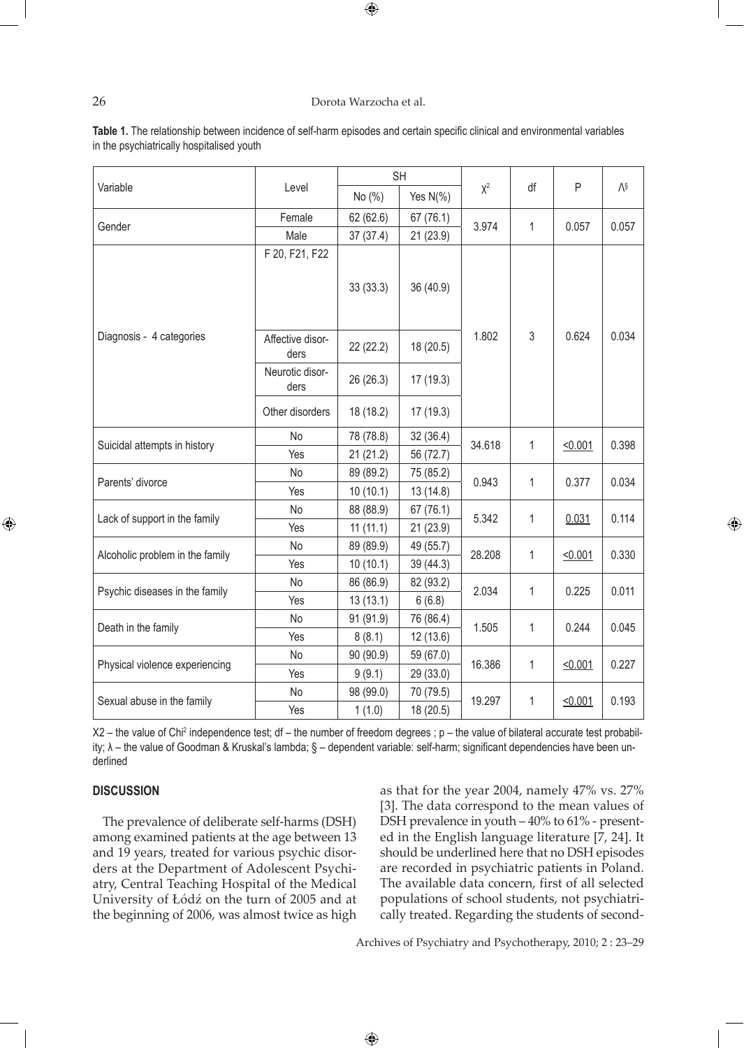**Table 1.** The relationship between incidence of self-harm episodes and certain specific clinical and environmental variables in the psychiatrically hospitalised youth

| Variable | Level | SH | | $\chi^2$ | df | P | $\Lambda^{\S}$ |
|---|---|---|---|---|---|---|---|
| | | No (%) | Yes N(%) | | | | |
| Gender | Female | 62 (62.6) | 67 (76.1) | 3.974 | 1 | 0.057 | 0.057 |
| | Male | 37 (37.4) | 21 (23.9) | | | | |
| Diagnosis - 4 categories | F 20, F21, F22 | 33 (33.3) | 36 (40.9) | 1.802 | 3 | 0.624 | 0.034 |
| | Affective disorders | 22 (22.2) | 18 (20.5) | | | | |
| | Neurotic disorders | 26 (26.3) | 17 (19.3) | | | | |
| | Other disorders | 18 (18.2) | 17 (19.3) | | | | |
| Suicidal attempts in history | No | 78 (78.8) | 32 (36.4) | 34.618 | 1 | <0.001 | 0.398 |
| | Yes | 21 (21.2) | 56 (72.7) | | | | |
| Parents' divorce | No | 89 (89.2) | 75 (85.2) | 0.943 | 1 | 0.377 | 0.034 |
| | Yes | 10 (10.1) | 13 (14.8) | | | | |
| Lack of support in the family | No | 88 (88.9) | 67 (76.1) | 5.342 | 1 | 0.031 | 0.114 |
| | Yes | 11 (11.1) | 21 (23.9) | | | | |
| Alcoholic problem in the family | No | 89 (89.9) | 49 (55.7) | 28.208 | 1 | <0.001 | 0.330 |
| | Yes | 10 (10.1) | 39 (44.3) | | | | |
| Psychic diseases in the family | No | 86 (86.9) | 82 (93.2) | 2.034 | 1 | 0.225 | 0.011 |
| | Yes | 13 (13.1) | 6 (6.8) | | | | |
| Death in the family | No | 91 (91.9) | 76 (86.4) | 1.505 | 1 | 0.244 | 0.045 |
| | Yes | 8 (8.1) | 12 (13.6) | | | | |
| Physical violence experiencing | No | 90 (90.9) | 59 (67.0) | 16.386 | 1 | <0.001 | 0.227 |
| | Yes | 9 (9.1) | 29 (33.0) | | | | |
| Sexual abuse in the family | No | 98 (99.0) | 70 (79.5) | 19.297 | 1 | <0.001 | 0.193 |
| | Yes | 1 (1.0) | 18 (20.5) | | | | |

X2 – the value of Chi$^2$ independence test; df – the number of freedom degrees ; p – the value of bilateral accurate test probability; λ – the value of Goodman & Kruskal's lambda; § – dependent variable: self-harm; significant dependencies have been underlined

### DISCUSSION

The prevalence of deliberate self-harms (DSH) among examined patients at the age between 13 and 19 years, treated for various psychic disorders at the Department of Adolescent Psychiatry, Central Teaching Hospital of the Medical University of Łódź on the turn of 2005 and at the beginning of 2006, was almost twice as high as that for the year 2004, namely 47% vs. 27% [3]. The data correspond to the mean values of DSH prevalence in youth – 40% to 61% - presented in the English language literature [7, 24]. It should be underlined here that no DSH episodes are recorded in psychiatric patients in Poland. The available data concern, first of all selected populations of school students, not psychiatrically treated. Regarding the students of second-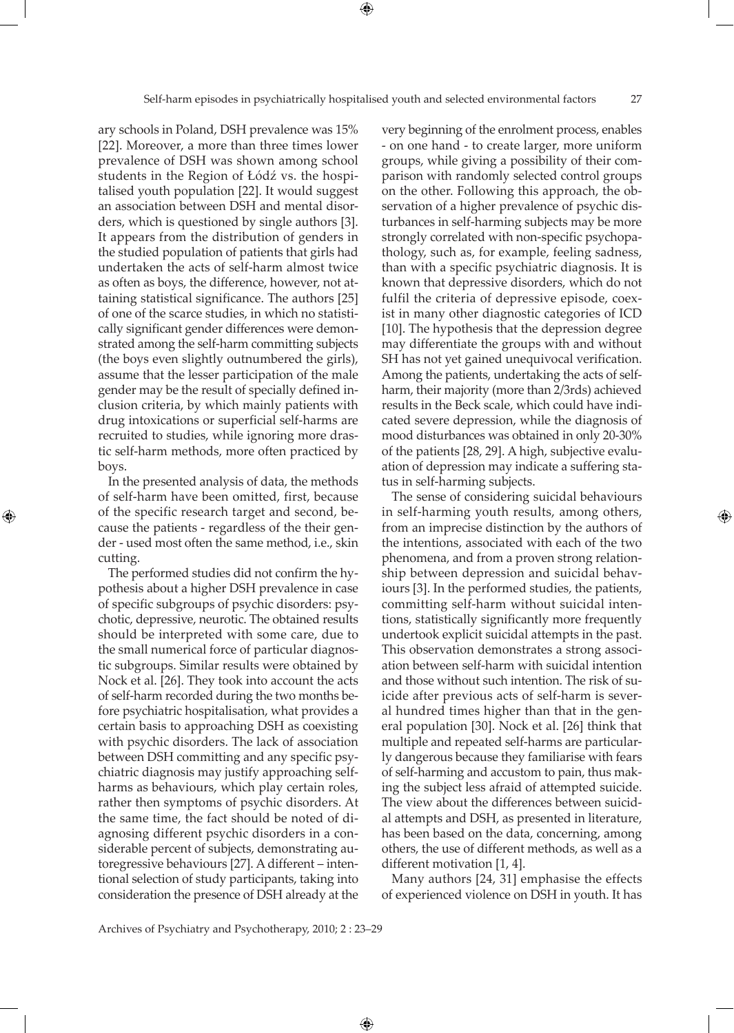ary schools in Poland, DSH prevalence was 15% [22]. Moreover, a more than three times lower prevalence of DSH was shown among school students in the Region of Łódź vs. the hospitalised youth population [22]. It would suggest an association between DSH and mental disorders, which is questioned by single authors [3]. It appears from the distribution of genders in the studied population of patients that girls had undertaken the acts of self-harm almost twice as often as boys, the difference, however, not attaining statistical significance. The authors [25] of one of the scarce studies, in which no statistically significant gender differences were demonstrated among the self-harm committing subjects (the boys even slightly outnumbered the girls), assume that the lesser participation of the male gender may be the result of specially defined inclusion criteria, by which mainly patients with drug intoxications or superficial self-harms are recruited to studies, while ignoring more drastic self-harm methods, more often practiced by boys.

In the presented analysis of data, the methods of self-harm have been omitted, first, because of the specific research target and second, because the patients - regardless of the their gender - used most often the same method, i.e., skin cutting.

The performed studies did not confirm the hypothesis about a higher DSH prevalence in case of specific subgroups of psychic disorders: psychotic, depressive, neurotic. The obtained results should be interpreted with some care, due to the small numerical force of particular diagnostic subgroups. Similar results were obtained by Nock et al. [26]. They took into account the acts of self-harm recorded during the two months before psychiatric hospitalisation, what provides a certain basis to approaching DSH as coexisting with psychic disorders. The lack of association between DSH committing and any specific psychiatric diagnosis may justify approaching self-harms as behaviours, which play certain roles, rather then symptoms of psychic disorders. At the same time, the fact should be noted of diagnosing different psychic disorders in a considerable percent of subjects, demonstrating autoregressive behaviours [27]. A different – intentional selection of study participants, taking into consideration the presence of DSH already at the very beginning of the enrolment process, enables - on one hand - to create larger, more uniform groups, while giving a possibility of their comparison with randomly selected control groups on the other. Following this approach, the observation of a higher prevalence of psychic disturbances in self-harming subjects may be more strongly correlated with non-specific psychopathology, such as, for example, feeling sadness, than with a specific psychiatric diagnosis. It is known that depressive disorders, which do not fulfil the criteria of depressive episode, coexist in many other diagnostic categories of ICD [10]. The hypothesis that the depression degree may differentiate the groups with and without SH has not yet gained unequivocal verification. Among the patients, undertaking the acts of self-harm, their majority (more than 2/3rds) achieved results in the Beck scale, which could have indicated severe depression, while the diagnosis of mood disturbances was obtained in only 20-30% of the patients [28, 29]. A high, subjective evaluation of depression may indicate a suffering status in self-harming subjects.

The sense of considering suicidal behaviours in self-harming youth results, among others, from an imprecise distinction by the authors of the intentions, associated with each of the two phenomena, and from a proven strong relationship between depression and suicidal behaviours [3]. In the performed studies, the patients, committing self-harm without suicidal intentions, statistically significantly more frequently undertook explicit suicidal attempts in the past. This observation demonstrates a strong association between self-harm with suicidal intention and those without such intention. The risk of suicide after previous acts of self-harm is several hundred times higher than that in the general population [30]. Nock et al. [26] think that multiple and repeated self-harms are particularly dangerous because they familiarise with fears of self-harming and accustom to pain, thus making the subject less afraid of attempted suicide. The view about the differences between suicidal attempts and DSH, as presented in literature, has been based on the data, concerning, among others, the use of different methods, as well as a different motivation [1, 4].

Many authors [24, 31] emphasise the effects of experienced violence on DSH in youth. It has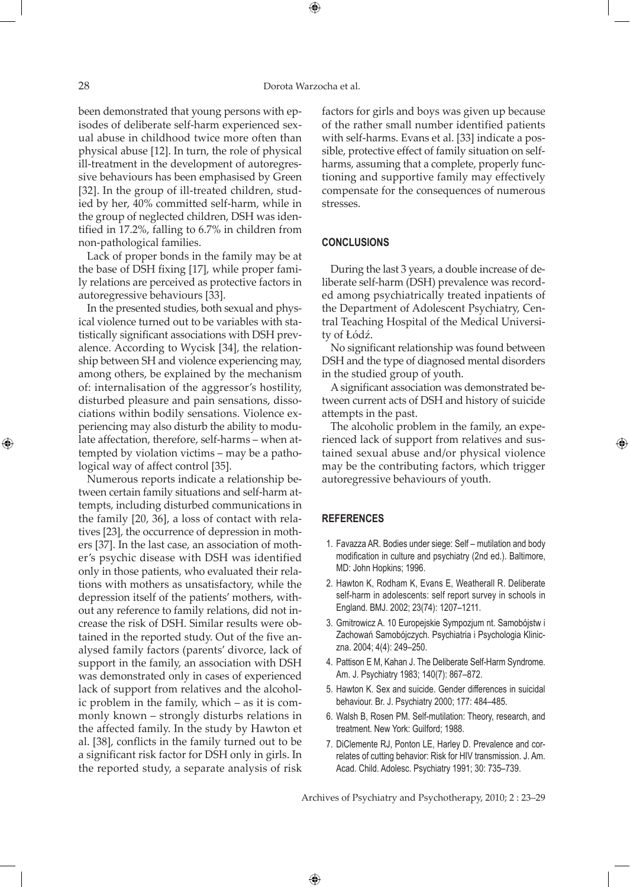been demonstrated that young persons with episodes of deliberate self-harm experienced sexual abuse in childhood twice more often than physical abuse [12]. In turn, the role of physical ill-treatment in the development of autoregressive behaviours has been emphasised by Green [32]. In the group of ill-treated children, studied by her, 40% committed self-harm, while in the group of neglected children, DSH was identified in 17.2%, falling to 6.7% in children from non-pathological families.

Lack of proper bonds in the family may be at the base of DSH fixing [17], while proper family relations are perceived as protective factors in autoregressive behaviours [33].

In the presented studies, both sexual and physical violence turned out to be variables with statistically significant associations with DSH prevalence. According to Wycisk [34], the relationship between SH and violence experiencing may, among others, be explained by the mechanism of: internalisation of the aggressor's hostility, disturbed pleasure and pain sensations, dissociations within bodily sensations. Violence experiencing may also disturb the ability to modulate affectation, therefore, self-harms – when attempted by violation victims – may be a pathological way of affect control [35].

Numerous reports indicate a relationship between certain family situations and self-harm attempts, including disturbed communications in the family [20, 36], a loss of contact with relatives [23], the occurrence of depression in mothers [37]. In the last case, an association of mother's psychic disease with DSH was identified only in those patients, who evaluated their relations with mothers as unsatisfactory, while the depression itself of the patients' mothers, without any reference to family relations, did not increase the risk of DSH. Similar results were obtained in the reported study. Out of the five analysed family factors (parents' divorce, lack of support in the family, an association with DSH was demonstrated only in cases of experienced lack of support from relatives and the alcoholic problem in the family, which – as it is commonly known – strongly disturbs relations in the affected family. In the study by Hawton et al. [38], conflicts in the family turned out to be a significant risk factor for DSH only in girls. In the reported study, a separate analysis of risk factors for girls and boys was given up because of the rather small number identified patients with self-harms. Evans et al. [33] indicate a possible, protective effect of family situation on self-harms, assuming that a complete, properly functioning and supportive family may effectively compensate for the consequences of numerous stresses.

## CONCLUSIONS

During the last 3 years, a double increase of deliberate self-harm (DSH) prevalence was recorded among psychiatrically treated inpatients of the Department of Adolescent Psychiatry, Central Teaching Hospital of the Medical University of Łódź.

No significant relationship was found between DSH and the type of diagnosed mental disorders in the studied group of youth.

A significant association was demonstrated between current acts of DSH and history of suicide attempts in the past.

The alcoholic problem in the family, an experienced lack of support from relatives and sustained sexual abuse and/or physical violence may be the contributing factors, which trigger autoregressive behaviours of youth.

## REFERENCES

1. Favazza AR. Bodies under siege: Self – mutilation and body modification in culture and psychiatry (2nd ed.). Baltimore, MD: John Hopkins; 1996.
2. Hawton K, Rodham K, Evans E, Weatherall R. Deliberate self-harm in adolescents: self report survey in schools in England. BMJ. 2002; 23(74): 1207–1211.
3. Gmitrowicz A. 10 Europejskie Sympozjum nt. Samobójstw i Zachowań Samobójczych. Psychiatria i Psychologia Kliniczna. 2004; 4(4): 249–250.
4. Pattison E M, Kahan J. The Deliberate Self-Harm Syndrome. Am. J. Psychiatry 1983; 140(7): 867–872.
5. Hawton K. Sex and suicide. Gender differences in suicidal behaviour. Br. J. Psychiatry 2000; 177: 484–485.
6. Walsh B, Rosen PM. Self-mutilation: Theory, research, and treatment. New York: Guilford; 1988.
7. DiClemente RJ, Ponton LE, Harley D. Prevalence and correlates of cutting behavior: Risk for HIV transmission. J. Am. Acad. Child. Adolesc. Psychiatry 1991; 30: 735–739.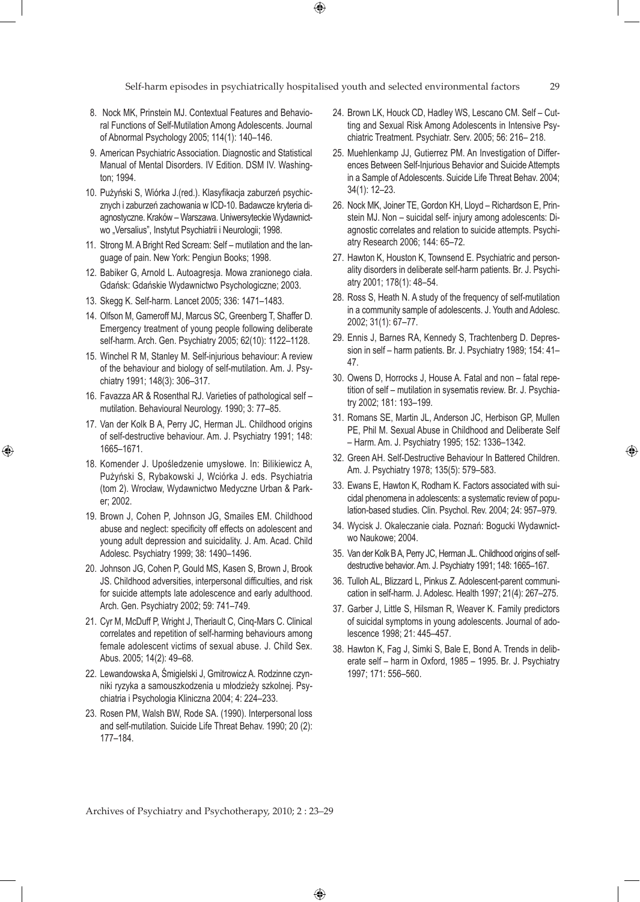8. Nock MK, Prinstein MJ. Contextual Features and Behavioral Functions of Self-Mutilation Among Adolescents. Journal of Abnormal Psychology 2005; 114(1): 140–146.
9. American Psychiatric Association. Diagnostic and Statistical Manual of Mental Disorders. IV Edition. DSM IV. Washington; 1994.
10. Pużyński S, Wiórka J.(red.). Klasyfikacja zaburzeń psychicznych i zaburzeń zachowania w ICD-10. Badawcze kryteria diagnostyczne. Kraków – Warszawa. Uniwersyteckie Wydawnictwo „Versalius", Instytut Psychiatrii i Neurologii; 1998.
11. Strong M. A Bright Red Scream: Self – mutilation and the language of pain. New York: Pengiun Books; 1998.
12. Babiker G, Arnold L. Autoagresja. Mowa zranionego ciała. Gdańsk: Gdańskie Wydawnictwo Psychologiczne; 2003.
13. Skegg K. Self-harm. Lancet 2005; 336: 1471–1483.
14. Olfson M, Gameroff MJ, Marcus SC, Greenberg T, Shaffer D. Emergency treatment of young people following deliberate self-harm. Arch. Gen. Psychiatry 2005; 62(10): 1122–1128.
15. Winchel R M, Stanley M. Self-injurious behaviour: A review of the behaviour and biology of self-mutilation. Am. J. Psychiatry 1991; 148(3): 306–317.
16. Favazza AR & Rosenthal RJ. Varieties of pathological self – mutilation. Behavioural Neurology. 1990; 3: 77–85.
17. Van der Kolk B A, Perry JC, Herman JL. Childhood origins of self-destructive behaviour. Am. J. Psychiatry 1991; 148: 1665–1671.
18. Komender J. Upośledzenie umysłowe. In: Bilikiewicz A, Pużyński S, Rybakowski J, Wciórka J. eds. Psychiatria (tom 2). Wrocław, Wydawnictwo Medyczne Urban & Parker; 2002.
19. Brown J, Cohen P, Johnson JG, Smailes EM. Childhood abuse and neglect: specificity off effects on adolescent and young adult depression and suicidality. J. Am. Acad. Child Adolesc. Psychiatry 1999; 38: 1490–1496.
20. Johnson JG, Cohen P, Gould MS, Kasen S, Brown J, Brook JS. Childhood adversities, interpersonal difficulties, and risk for suicide attempts late adolescence and early adulthood. Arch. Gen. Psychiatry 2002; 59: 741–749.
21. Cyr M, McDuff P, Wright J, Theriault C, Cinq-Mars C. Clinical correlates and repetition of self-harming behaviours among female adolescent victims of sexual abuse. J. Child Sex. Abus. 2005; 14(2): 49–68.
22. Lewandowska A, Śmigielski J, Gmitrowicz A. Rodzinne czynniki ryzyka a samouszkodzenia u młodzieży szkolnej. Psychiatria i Psychologia Kliniczna 2004; 4: 224–233.
23. Rosen PM, Walsh BW, Rode SA. (1990). Interpersonal loss and self-mutilation. Suicide Life Threat Behav. 1990; 20 (2): 177–184.
24. Brown LK, Houck CD, Hadley WS, Lescano CM. Self – Cutting and Sexual Risk Among Adolescents in Intensive Psychiatric Treatment. Psychiatr. Serv. 2005; 56: 216– 218.
25. Muehlenkamp JJ, Gutierrez PM. An Investigation of Differences Between Self-Injurious Behavior and Suicide Attempts in a Sample of Adolescents. Suicide Life Threat Behav. 2004; 34(1): 12–23.
26. Nock MK, Joiner TE, Gordon KH, Lloyd – Richardson E, Prinstein MJ. Non – suicidal self- injury among adolescents: Diagnostic correlates and relation to suicide attempts. Psychiatry Research 2006; 144: 65–72.
27. Hawton K, Houston K, Townsend E. Psychiatric and personality disorders in deliberate self-harm patients. Br. J. Psychiatry 2001; 178(1): 48–54.
28. Ross S, Heath N. A study of the frequency of self-mutilation in a community sample of adolescents. J. Youth and Adolesc. 2002; 31(1): 67–77.
29. Ennis J, Barnes RA, Kennedy S, Trachtenberg D. Depression in self – harm patients. Br. J. Psychiatry 1989; 154: 41–47.
30. Owens D, Horrocks J, House A. Fatal and non – fatal repetition of self – mutilation in sysematis review. Br. J. Psychiatry 2002; 181: 193–199.
31. Romans SE, Martin JL, Anderson JC, Herbison GP, Mullen PE, Phil M. Sexual Abuse in Childhood and Deliberate Self – Harm. Am. J. Psychiatry 1995; 152: 1336–1342.
32. Green AH. Self-Destructive Behaviour In Battered Children. Am. J. Psychiatry 1978; 135(5): 579–583.
33. Ewans E, Hawton K, Rodham K. Factors associated with suicidal phenomena in adolescents: a systematic review of population-based studies. Clin. Psychol. Rev. 2004; 24: 957–979.
34. Wycisk J. Okaleczanie ciała. Poznań: Bogucki Wydawnictwo Naukowe; 2004.
35. Van der Kolk B A, Perry JC, Herman JL. Childhood origins of self-destructive behavior. Am. J. Psychiatry 1991; 148: 1665–167.
36. Tulloh AL, Blizzard L, Pinkus Z. Adolescent-parent communication in self-harm. J. Adolesc. Health 1997; 21(4): 267–275.
37. Garber J, Little S, Hilsman R, Weaver K. Family predictors of suicidal symptoms in young adolescents. Journal of adolescence 1998; 21: 445–457.
38. Hawton K, Fag J, Simki S, Bale E, Bond A. Trends in deliberate self – harm in Oxford, 1985 – 1995. Br. J. Psychiatry 1997; 171: 556–560.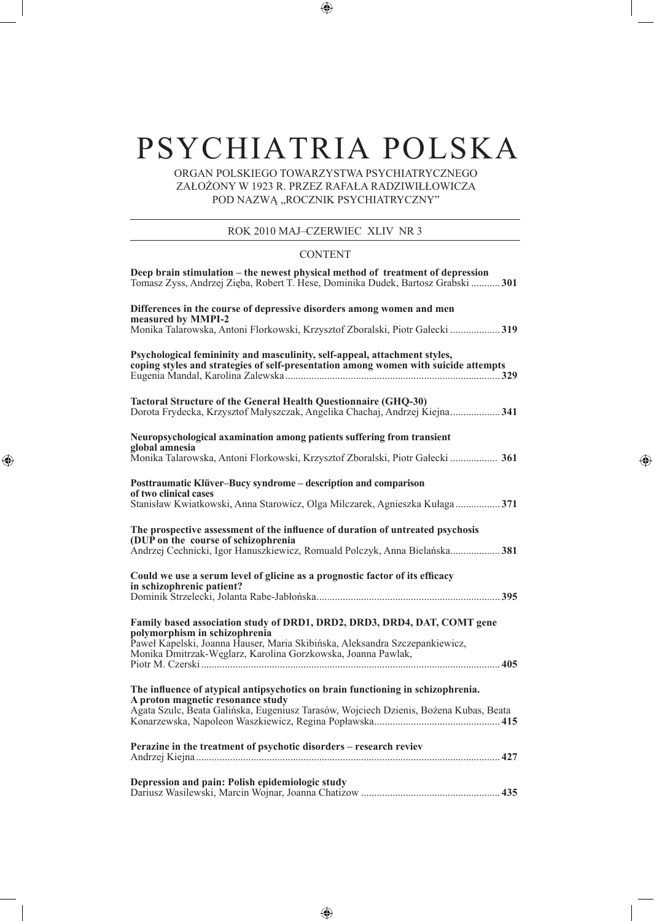# PSYCHIATRIA POLSKA

ORGAN POLSKIEGO TOWARZYSTWA PSYCHIATRYCZNEGO
ZAŁOŻONY W 1923 R. PRZEZ RAFAŁA RADZIWIŁŁOWICZA
POD NAZWĄ „ROCZNIK PSYCHIATRYCZNY"

ROK 2010 MAJ–CZERWIEC XLIV NR 3

## CONTENT

**Deep brain stimulation – the newest physical method of treatment of depression**
Tomasz Zyss, Andrzej Zięba, Robert T. Hese, Dominika Dudek, Bartosz Grabski ........... **301**

**Differences in the course of depressive disorders among women and men measured by MMPI-2**
Monika Talarowska, Antoni Florkowski, Krzysztof Zboralski, Piotr Gałecki ................... **319**

**Psychological femininity and masculinity, self-appeal, attachment styles, coping styles and strategies of self-presentation among women with suicide attempts**
Eugenia Mandal, Karolina Zalewska ................................................................................. **329**

**Tactoral Structure of the General Health Questionnaire (GHQ-30)**
Dorota Frydecka, Krzysztof Małyszczak, Angelika Chachaj, Andrzej Kiejna................... **341**

**Neuropsychological axamination among patients suffering from transient global amnesia**
Monika Talarowska, Antoni Florkowski, Krzysztof Zboralski, Piotr Gałecki .................. **361**

**Posttraumatic Klüver–Bucy syndrome – description and comparison of two clinical cases**
Stanisław Kwiatkowski, Anna Starowicz, Olga Milczarek, Agnieszka Kułaga ................. **371**

**The prospective assessment of the influence of duration of untreated psychosis (DUP on the course of schizophrenia**
Andrzej Cechnicki, Igor Hanuszkiewicz, Romuald Polczyk, Anna Bielańska................... **381**

**Could we use a serum level of glicine as a prognostic factor of its efficacy in schizophrenic patient?**
Dominik Strzelecki, Jolanta Rabe-Jabłońska...................................................................... **395**

**Family based association study of DRD1, DRD2, DRD3, DRD4, DAT, COMT gene polymorphism in schizophrenia**
Paweł Kapelski, Joanna Hauser, Maria Skibińska, Aleksandra Szczepankiewicz, Monika Dmitrzak-Węglarz, Karolina Gorzkowska, Joanna Pawlak, Piotr M. Czerski ................................................................................................................. **405**

**The influence of atypical antipsychotics on brain functioning in schizophrenia. A proton magnetic resonance study**
Agata Szulc, Beata Galińska, Eugeniusz Tarasów, Wojciech Dzienis, Bożena Kubas, Beata Konarzewska, Napoleon Waszkiewicz, Regina Popławska................................................ **415**

**Perazine in the treatment of psychotic disorders – research reviev**
Andrzej Kiejna ................................................................................................................... **427**

**Depression and pain: Polish epidemiologic study**
Dariusz Wasilewski, Marcin Wojnar, Joanna Chatizow .................................................... **435**